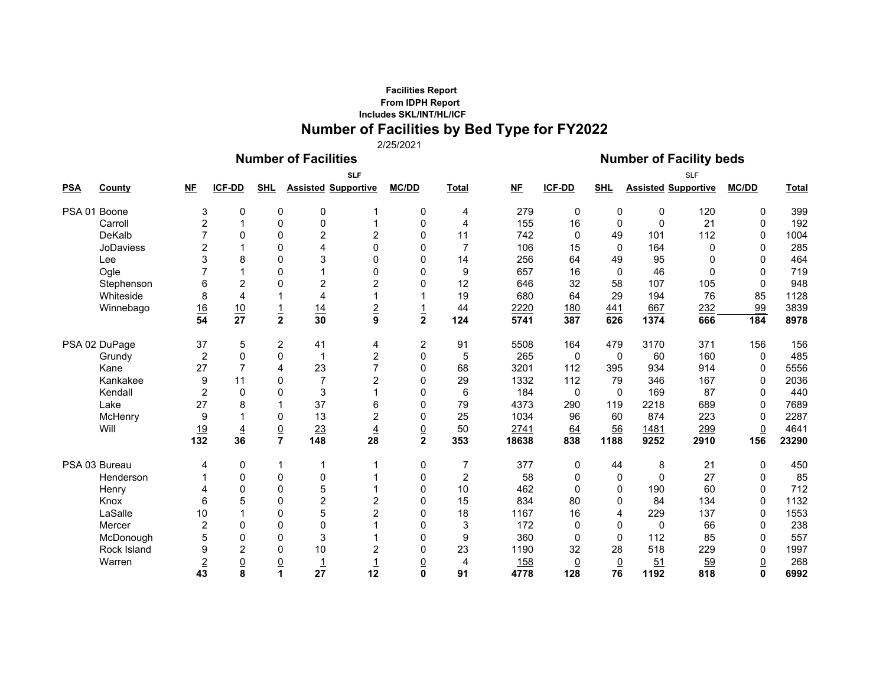**Facilities Report**
**From IDPH Report**
**Includes SKL/INT/HL/ICF**

# Number of Facilities by Bed Type for FY2022

2/25/2021

| | | Number of Facilities | | | | | | | Number of Facility beds | | | | | | |
|---|---|---|---|---|---|---|---|---|---|---|---|---|---|---|---|
| | | | | | | SLF | | | | | | | SLF | | |
| **PSA** | **County** | **NF** | **ICF-DD** | **SHL** | **Assisted** | **Supportive** | **MC/DD** | **Total** | **NF** | **ICF-DD** | **SHL** | **Assisted** | **Supportive** | **MC/DD** | **Total** |
| PSA 01 | Boone | 3 | 0 | 0 | 0 | 1 | 0 | 4 | 279 | 0 | 0 | 0 | 120 | 0 | 399 |
| | Carroll | 2 | 1 | 0 | 0 | 1 | 0 | 4 | 155 | 16 | 0 | 0 | 21 | 0 | 192 |
| | DeKalb | 7 | 0 | 0 | 2 | 2 | 0 | 11 | 742 | 0 | 49 | 101 | 112 | 0 | 1004 |
| | JoDaviess | 2 | 1 | 0 | 4 | 0 | 0 | 7 | 106 | 15 | 0 | 164 | 0 | 0 | 285 |
| | Lee | 3 | 8 | 0 | 3 | 0 | 0 | 14 | 256 | 64 | 49 | 95 | 0 | 0 | 464 |
| | Ogle | 7 | 1 | 0 | 1 | 0 | 0 | 9 | 657 | 16 | 0 | 46 | 0 | 0 | 719 |
| | Stephenson | 6 | 2 | 0 | 2 | 2 | 0 | 12 | 646 | 32 | 58 | 107 | 105 | 0 | 948 |
| | Whiteside | 8 | 4 | 1 | 4 | 1 | 1 | 19 | 680 | 64 | 29 | 194 | 76 | 85 | 1128 |
| | Winnebago | 16 | 10 | 1 | 14 | 2 | 1 | 44 | 2220 | 180 | 441 | 667 | 232 | 99 | 3839 |
| | | **54** | **27** | **2** | **30** | **9** | **2** | **124** | **5741** | **387** | **626** | **1374** | **666** | **184** | **8978** |
| PSA 02 | DuPage | 37 | 5 | 2 | 41 | 4 | 2 | 91 | 5508 | 164 | 479 | 3170 | 371 | 156 | 156 |
| | Grundy | 2 | 0 | 0 | 1 | 2 | 0 | 5 | 265 | 0 | 0 | 60 | 160 | 0 | 485 |
| | Kane | 27 | 7 | 4 | 23 | 7 | 0 | 68 | 3201 | 112 | 395 | 934 | 914 | 0 | 5556 |
| | Kankakee | 9 | 11 | 0 | 7 | 2 | 0 | 29 | 1332 | 112 | 79 | 346 | 167 | 0 | 2036 |
| | Kendall | 2 | 0 | 0 | 3 | 1 | 0 | 6 | 184 | 0 | 0 | 169 | 87 | 0 | 440 |
| | Lake | 27 | 8 | 1 | 37 | 6 | 0 | 79 | 4373 | 290 | 119 | 2218 | 689 | 0 | 7689 |
| | McHenry | 9 | 1 | 0 | 13 | 2 | 0 | 25 | 1034 | 96 | 60 | 874 | 223 | 0 | 2287 |
| | Will | 19 | 4 | 0 | 23 | 4 | 0 | 50 | 2741 | 64 | 56 | 1481 | 299 | 0 | 4641 |
| | | **132** | **36** | **7** | **148** | **28** | **2** | **353** | **18638** | **838** | **1188** | **9252** | **2910** | **156** | **23290** |
| PSA 03 | Bureau | 4 | 0 | 1 | 1 | 1 | 0 | 7 | 377 | 0 | 44 | 8 | 21 | 0 | 450 |
| | Henderson | 1 | 0 | 0 | 0 | 1 | 0 | 2 | 58 | 0 | 0 | 0 | 27 | 0 | 85 |
| | Henry | 4 | 0 | 0 | 5 | 1 | 0 | 10 | 462 | 0 | 0 | 190 | 60 | 0 | 712 |
| | Knox | 6 | 5 | 0 | 2 | 2 | 0 | 15 | 834 | 80 | 0 | 84 | 134 | 0 | 1132 |
| | LaSalle | 10 | 1 | 0 | 5 | 2 | 0 | 18 | 1167 | 16 | 4 | 229 | 137 | 0 | 1553 |
| | Mercer | 2 | 0 | 0 | 0 | 1 | 0 | 3 | 172 | 0 | 0 | 0 | 66 | 0 | 238 |
| | McDonough | 5 | 0 | 0 | 3 | 1 | 0 | 9 | 360 | 0 | 0 | 112 | 85 | 0 | 557 |
| | Rock Island | 9 | 2 | 0 | 10 | 2 | 0 | 23 | 1190 | 32 | 28 | 518 | 229 | 0 | 1997 |
| | Warren | 2 | 0 | 0 | 1 | 1 | 0 | 4 | 158 | 0 | 0 | 51 | 59 | 0 | 268 |
| | | **43** | **8** | **1** | **27** | **12** | **0** | **91** | **4778** | **128** | **76** | **1192** | **818** | **0** | **6992** |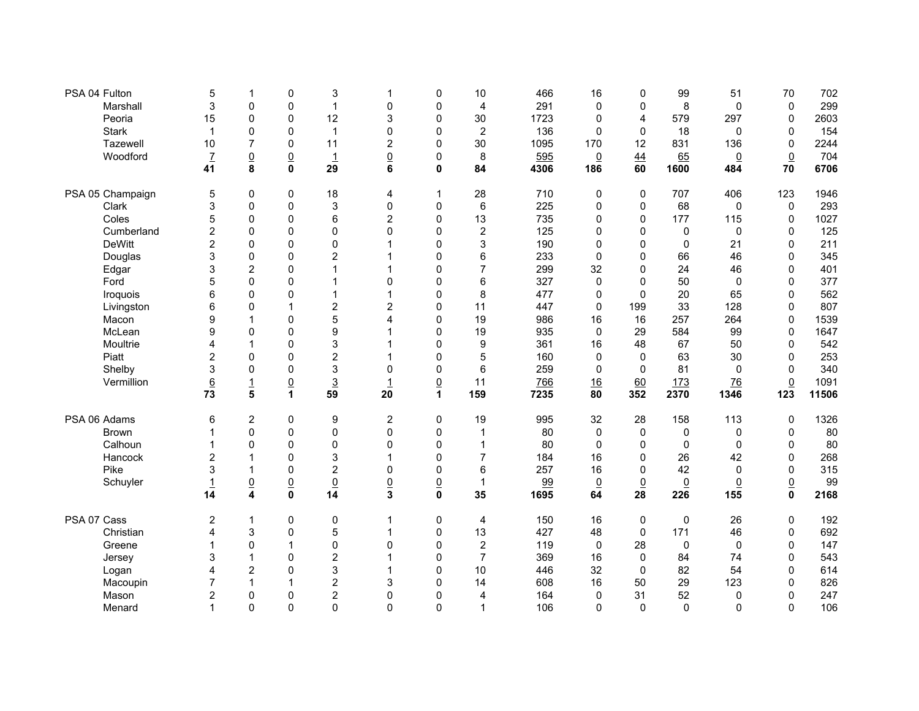| | | | | | | | | | | | | | | | |
|---|---|---|---|---|---|---|---|---|---|---|---|---|---|---|---|
| PSA 04 | Fulton | 5 | 1 | 0 | 3 | 1 | 0 | 10 | 466 | 16 | 0 | 99 | 51 | 70 | 702 |
| | Marshall | 3 | 0 | 0 | 1 | 0 | 0 | 4 | 291 | 0 | 0 | 8 | 0 | 0 | 299 |
| | Peoria | 15 | 0 | 0 | 12 | 3 | 0 | 30 | 1723 | 0 | 4 | 579 | 297 | 0 | 2603 |
| | Stark | 1 | 0 | 0 | 1 | 0 | 0 | 2 | 136 | 0 | 0 | 18 | 0 | 0 | 154 |
| | Tazewell | 10 | 7 | 0 | 11 | 2 | 0 | 30 | 1095 | 170 | 12 | 831 | 136 | 0 | 2244 |
| | Woodford | 7 | 0 | 0 | 1 | 0 | 0 | 8 | 595 | 0 | 44 | 65 | 0 | 0 | 704 |
| | | **41** | **8** | **0** | **29** | **6** | **0** | **84** | **4306** | **186** | **60** | **1600** | **484** | **70** | **6706** |
| PSA 05 | Champaign | 5 | 0 | 0 | 18 | 4 | 1 | 28 | 710 | 0 | 0 | 707 | 406 | 123 | 1946 |
| | Clark | 3 | 0 | 0 | 3 | 0 | 0 | 6 | 225 | 0 | 0 | 68 | 0 | 0 | 293 |
| | Coles | 5 | 0 | 0 | 6 | 2 | 0 | 13 | 735 | 0 | 0 | 177 | 115 | 0 | 1027 |
| | Cumberland | 2 | 0 | 0 | 0 | 0 | 0 | 2 | 125 | 0 | 0 | 0 | 0 | 0 | 125 |
| | DeWitt | 2 | 0 | 0 | 0 | 1 | 0 | 3 | 190 | 0 | 0 | 0 | 21 | 0 | 211 |
| | Douglas | 3 | 0 | 0 | 2 | 1 | 0 | 6 | 233 | 0 | 0 | 66 | 46 | 0 | 345 |
| | Edgar | 3 | 2 | 0 | 1 | 1 | 0 | 7 | 299 | 32 | 0 | 24 | 46 | 0 | 401 |
| | Ford | 5 | 0 | 0 | 1 | 0 | 0 | 6 | 327 | 0 | 0 | 50 | 0 | 0 | 377 |
| | Iroquois | 6 | 0 | 0 | 1 | 1 | 0 | 8 | 477 | 0 | 0 | 20 | 65 | 0 | 562 |
| | Livingston | 6 | 0 | 1 | 2 | 2 | 0 | 11 | 447 | 0 | 199 | 33 | 128 | 0 | 807 |
| | Macon | 9 | 1 | 0 | 5 | 4 | 0 | 19 | 986 | 16 | 16 | 257 | 264 | 0 | 1539 |
| | McLean | 9 | 0 | 0 | 9 | 1 | 0 | 19 | 935 | 0 | 29 | 584 | 99 | 0 | 1647 |
| | Moultrie | 4 | 1 | 0 | 3 | 1 | 0 | 9 | 361 | 16 | 48 | 67 | 50 | 0 | 542 |
| | Piatt | 2 | 0 | 0 | 2 | 1 | 0 | 5 | 160 | 0 | 0 | 63 | 30 | 0 | 253 |
| | Shelby | 3 | 0 | 0 | 3 | 0 | 0 | 6 | 259 | 0 | 0 | 81 | 0 | 0 | 340 |
| | Vermillion | 6 | 1 | 0 | 3 | 1 | 0 | 11 | 766 | 16 | 60 | 173 | 76 | 0 | 1091 |
| | | **73** | **5** | **1** | **59** | **20** | **1** | **159** | **7235** | **80** | **352** | **2370** | **1346** | **123** | **11506** |
| PSA 06 | Adams | 6 | 2 | 0 | 9 | 2 | 0 | 19 | 995 | 32 | 28 | 158 | 113 | 0 | 1326 |
| | Brown | 1 | 0 | 0 | 0 | 0 | 0 | 1 | 80 | 0 | 0 | 0 | 0 | 0 | 80 |
| | Calhoun | 1 | 0 | 0 | 0 | 0 | 0 | 1 | 80 | 0 | 0 | 0 | 0 | 0 | 80 |
| | Hancock | 2 | 1 | 0 | 3 | 1 | 0 | 7 | 184 | 16 | 0 | 26 | 42 | 0 | 268 |
| | Pike | 3 | 1 | 0 | 2 | 0 | 0 | 6 | 257 | 16 | 0 | 42 | 0 | 0 | 315 |
| | Schuyler | 1 | 0 | 0 | 0 | 0 | 0 | 1 | 99 | 0 | 0 | 0 | 0 | 0 | 99 |
| | | **14** | **4** | **0** | **14** | **3** | **0** | **35** | **1695** | **64** | **28** | **226** | **155** | **0** | **2168** |
| PSA 07 | Cass | 2 | 1 | 0 | 0 | 1 | 0 | 4 | 150 | 16 | 0 | 0 | 26 | 0 | 192 |
| | Christian | 4 | 3 | 0 | 5 | 1 | 0 | 13 | 427 | 48 | 0 | 171 | 46 | 0 | 692 |
| | Greene | 1 | 0 | 1 | 0 | 0 | 0 | 2 | 119 | 0 | 28 | 0 | 0 | 0 | 147 |
| | Jersey | 3 | 1 | 0 | 2 | 1 | 0 | 7 | 369 | 16 | 0 | 84 | 74 | 0 | 543 |
| | Logan | 4 | 2 | 0 | 3 | 1 | 0 | 10 | 446 | 32 | 0 | 82 | 54 | 0 | 614 |
| | Macoupin | 7 | 1 | 1 | 2 | 3 | 0 | 14 | 608 | 16 | 50 | 29 | 123 | 0 | 826 |
| | Mason | 2 | 0 | 0 | 2 | 0 | 0 | 4 | 164 | 0 | 31 | 52 | 0 | 0 | 247 |
| | Menard | 1 | 0 | 0 | 0 | 0 | 0 | 1 | 106 | 0 | 0 | 0 | 0 | 0 | 106 |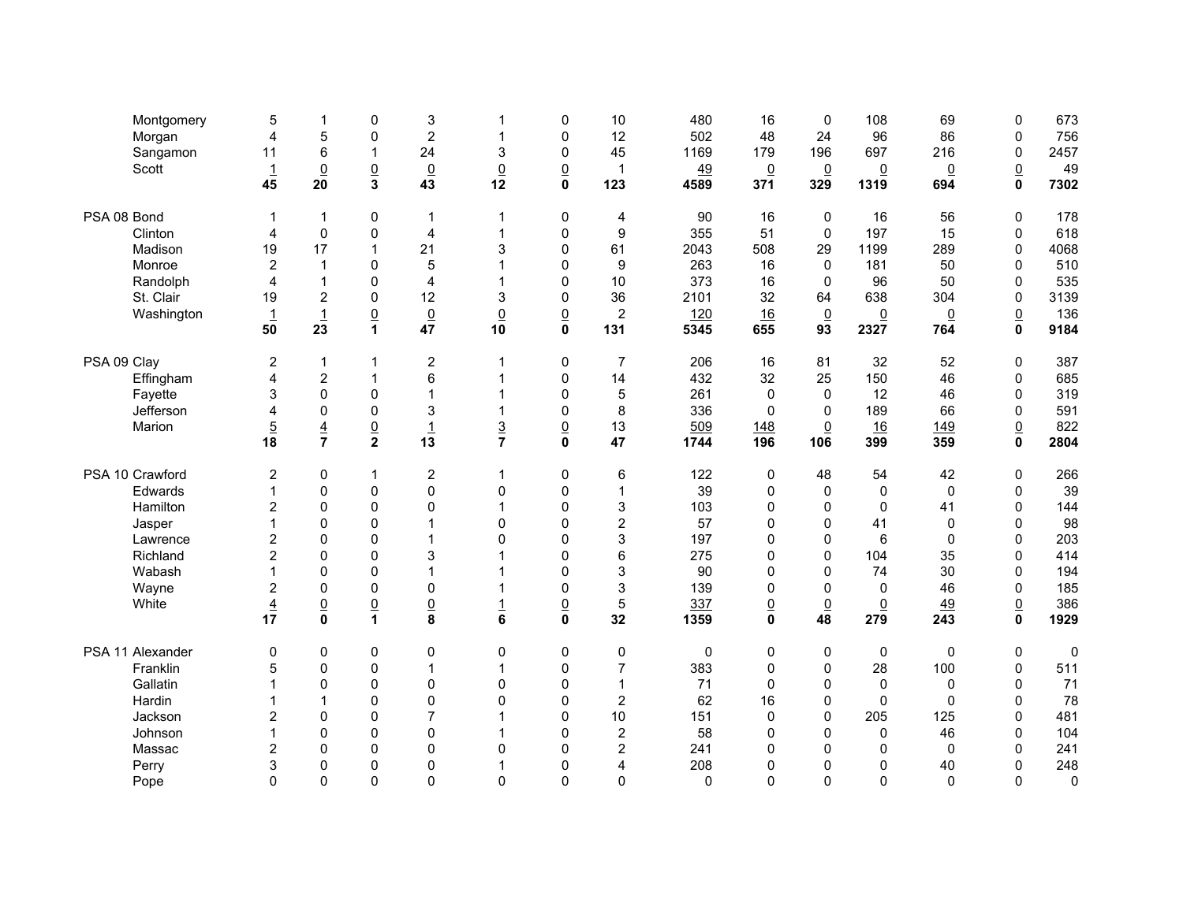| | | | | | | | | | | | | | | | |
|---|---|---|---|---|---|---|---|---|---|---|---|---|---|---|---|
| | Montgomery | 5 | 1 | 0 | 3 | 1 | 0 | 10 | 480 | 16 | 0 | 108 | 69 | 0 | 673 |
| | Morgan | 4 | 5 | 0 | 2 | 1 | 0 | 12 | 502 | 48 | 24 | 96 | 86 | 0 | 756 |
| | Sangamon | 11 | 6 | 1 | 24 | 3 | 0 | 45 | 1169 | 179 | 196 | 697 | 216 | 0 | 2457 |
| | Scott | 1 | 0 | 0 | 0 | 0 | 0 | 1 | 49 | 0 | 0 | 0 | 0 | 0 | 49 |
| | | **45** | **20** | **3** | **43** | **12** | **0** | **123** | **4589** | **371** | **329** | **1319** | **694** | **0** | **7302** |
| PSA 08 | Bond | 1 | 1 | 0 | 1 | 1 | 0 | 4 | 90 | 16 | 0 | 16 | 56 | 0 | 178 |
| | Clinton | 4 | 0 | 0 | 4 | 1 | 0 | 9 | 355 | 51 | 0 | 197 | 15 | 0 | 618 |
| | Madison | 19 | 17 | 1 | 21 | 3 | 0 | 61 | 2043 | 508 | 29 | 1199 | 289 | 0 | 4068 |
| | Monroe | 2 | 1 | 0 | 5 | 1 | 0 | 9 | 263 | 16 | 0 | 181 | 50 | 0 | 510 |
| | Randolph | 4 | 1 | 0 | 4 | 1 | 0 | 10 | 373 | 16 | 0 | 96 | 50 | 0 | 535 |
| | St. Clair | 19 | 2 | 0 | 12 | 3 | 0 | 36 | 2101 | 32 | 64 | 638 | 304 | 0 | 3139 |
| | Washington | 1 | 1 | 0 | 0 | 0 | 0 | 2 | 120 | 16 | 0 | 0 | 0 | 0 | 136 |
| | | **50** | **23** | **1** | **47** | **10** | **0** | **131** | **5345** | **655** | **93** | **2327** | **764** | **0** | **9184** |
| PSA 09 | Clay | 2 | 1 | 1 | 2 | 1 | 0 | 7 | 206 | 16 | 81 | 32 | 52 | 0 | 387 |
| | Effingham | 4 | 2 | 1 | 6 | 1 | 0 | 14 | 432 | 32 | 25 | 150 | 46 | 0 | 685 |
| | Fayette | 3 | 0 | 0 | 1 | 1 | 0 | 5 | 261 | 0 | 0 | 12 | 46 | 0 | 319 |
| | Jefferson | 4 | 0 | 0 | 3 | 1 | 0 | 8 | 336 | 0 | 0 | 189 | 66 | 0 | 591 |
| | Marion | 5 | 4 | 0 | 1 | 3 | 0 | 13 | 509 | 148 | 0 | 16 | 149 | 0 | 822 |
| | | **18** | **7** | **2** | **13** | **7** | **0** | **47** | **1744** | **196** | **106** | **399** | **359** | **0** | **2804** |
| PSA 10 | Crawford | 2 | 0 | 1 | 2 | 1 | 0 | 6 | 122 | 0 | 48 | 54 | 42 | 0 | 266 |
| | Edwards | 1 | 0 | 0 | 0 | 0 | 0 | 1 | 39 | 0 | 0 | 0 | 0 | 0 | 39 |
| | Hamilton | 2 | 0 | 0 | 0 | 1 | 0 | 3 | 103 | 0 | 0 | 0 | 41 | 0 | 144 |
| | Jasper | 1 | 0 | 0 | 1 | 0 | 0 | 2 | 57 | 0 | 0 | 41 | 0 | 0 | 98 |
| | Lawrence | 2 | 0 | 0 | 1 | 0 | 0 | 3 | 197 | 0 | 0 | 6 | 0 | 0 | 203 |
| | Richland | 2 | 0 | 0 | 3 | 1 | 0 | 6 | 275 | 0 | 0 | 104 | 35 | 0 | 414 |
| | Wabash | 1 | 0 | 0 | 1 | 1 | 0 | 3 | 90 | 0 | 0 | 74 | 30 | 0 | 194 |
| | Wayne | 2 | 0 | 0 | 0 | 1 | 0 | 3 | 139 | 0 | 0 | 0 | 46 | 0 | 185 |
| | White | 4 | 0 | 0 | 0 | 1 | 0 | 5 | 337 | 0 | 0 | 0 | 49 | 0 | 386 |
| | | **17** | **0** | **1** | **8** | **6** | **0** | **32** | **1359** | **0** | **48** | **279** | **243** | **0** | **1929** |
| PSA 11 | Alexander | 0 | 0 | 0 | 0 | 0 | 0 | 0 | 0 | 0 | 0 | 0 | 0 | 0 | 0 |
| | Franklin | 5 | 0 | 0 | 1 | 1 | 0 | 7 | 383 | 0 | 0 | 28 | 100 | 0 | 511 |
| | Gallatin | 1 | 0 | 0 | 0 | 0 | 0 | 1 | 71 | 0 | 0 | 0 | 0 | 0 | 71 |
| | Hardin | 1 | 1 | 0 | 0 | 0 | 0 | 2 | 62 | 16 | 0 | 0 | 0 | 0 | 78 |
| | Jackson | 2 | 0 | 0 | 7 | 1 | 0 | 10 | 151 | 0 | 0 | 205 | 125 | 0 | 481 |
| | Johnson | 1 | 0 | 0 | 0 | 1 | 0 | 2 | 58 | 0 | 0 | 0 | 46 | 0 | 104 |
| | Massac | 2 | 0 | 0 | 0 | 0 | 0 | 2 | 241 | 0 | 0 | 0 | 0 | 0 | 241 |
| | Perry | 3 | 0 | 0 | 0 | 1 | 0 | 4 | 208 | 0 | 0 | 0 | 40 | 0 | 248 |
| | Pope | 0 | 0 | 0 | 0 | 0 | 0 | 0 | 0 | 0 | 0 | 0 | 0 | 0 | 0 |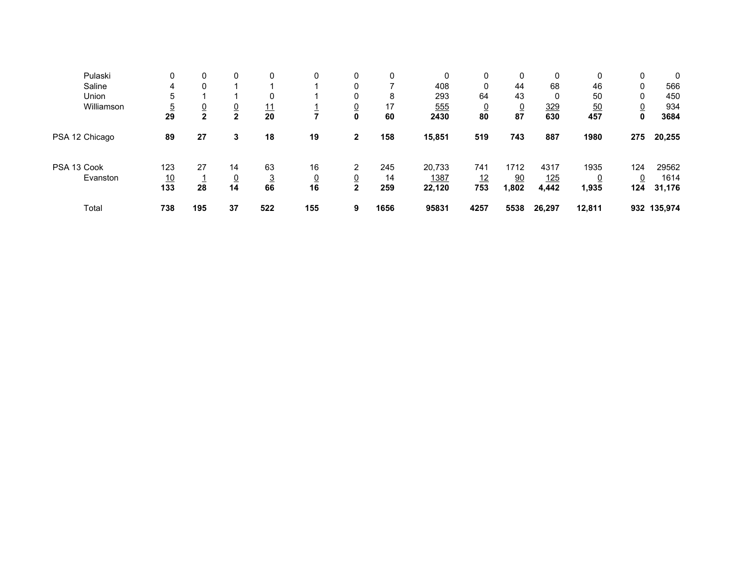| | | | | | | | | | | | | | | | |
|---|---|---|---|---|---|---|---|---|---|---|---|---|---|---|---|
| | Pulaski | 0 | 0 | 0 | 0 | 0 | 0 | 0 | 0 | 0 | 0 | 0 | 0 | 0 | 0 |
| | Saline | 4 | 0 | 1 | 1 | 1 | 0 | 7 | 408 | 0 | 44 | 68 | 46 | 0 | 566 |
| | Union | 5 | 1 | 1 | 0 | 1 | 0 | 8 | 293 | 64 | 43 | 0 | 50 | 0 | 450 |
| | Williamson | 5 | 0 | 0 | 11 | 1 | 0 | 17 | 555 | 0 | 0 | 329 | 50 | 0 | 934 |
| | | **29** | **2** | **2** | **20** | **7** | **0** | **60** | **2430** | **80** | **87** | **630** | **457** | **0** | **3684** |
| PSA 12 | Chicago | **89** | **27** | **3** | **18** | **19** | **2** | **158** | **15,851** | **519** | **743** | **887** | **1980** | **275** | **20,255** |
| PSA 13 | Cook | 123 | 27 | 14 | 63 | 16 | 2 | 245 | 20,733 | 741 | 1712 | 4317 | 1935 | 124 | 29562 |
| | Evanston | 10 | 1 | 0 | 3 | 0 | 0 | 14 | 1387 | 12 | 90 | 125 | 0 | 0 | 1614 |
| | | **133** | **28** | **14** | **66** | **16** | **2** | **259** | **22,120** | **753** | **1,802** | **4,442** | **1,935** | **124** | **31,176** |
| | Total | **738** | **195** | **37** | **522** | **155** | **9** | **1656** | **95831** | **4257** | **5538** | **26,297** | **12,811** | **932** | **135,974** |